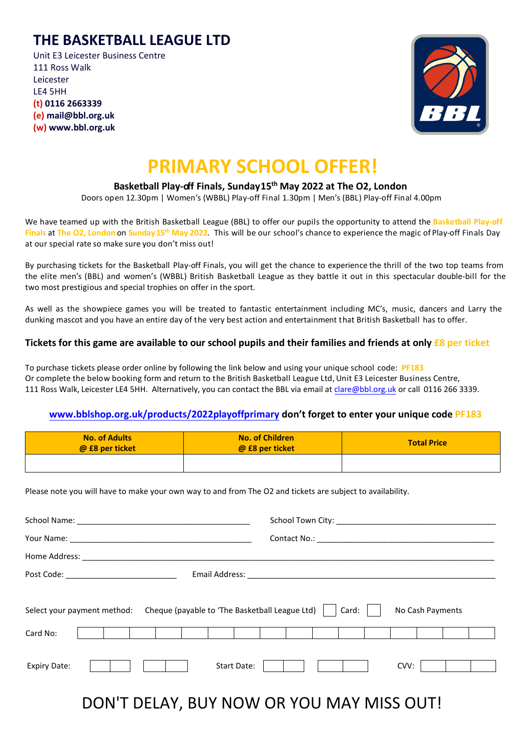# THE BASKETBALL LEAGUE LTD

Unit E3 Leicester Business Centre
111 Ross Walk
Leicester
LE4 5HH
**(t) 0116 2663339**
**(e) mail@bbl.org.uk**
**(w) www.bbl.org.uk**

# PRIMARY SCHOOL OFFER!

**Basketball Play-off Finals, Sunday15th May 2022 at The O2, London**

Doors open 12.30pm | Women's (WBBL) Play-off Final 1.30pm | Men's (BBL) Play-off Final 4.00pm

We have teamed up with the British Basketball League (BBL) to offer our pupils the opportunity to attend the Basketball Play-off Finals at The O2, London on Sunday 15th May 2022. This will be our school's chance to experience the magic of Play-off Finals Day at our special rate so make sure you don't miss out!

By purchasing tickets for the Basketball Play-off Finals, you will get the chance to experience the thrill of the two top teams from the elite men's (BBL) and women's (WBBL) British Basketball League as they battle it out in this spectacular double-bill for the two most prestigious and special trophies on offer in the sport.

As well as the showpiece games you will be treated to fantastic entertainment including MC's, music, dancers and Larry the dunking mascot and you have an entire day of the very best action and entertainment that British Basketball has to offer.

**Tickets for this game are available to our school pupils and their families and friends at only £8 per ticket**

To purchase tickets please order online by following the link below and using your unique school code: PF183
Or complete the below booking form and return to the British Basketball League Ltd, Unit E3 Leicester Business Centre, 111 Ross Walk, Leicester LE4 5HH. Alternatively, you can contact the BBL via email at clare@bbl.org.uk or call 0116 266 3339.

**www.bblshop.org.uk/products/2022playoffprimary don't forget to enter your unique code PF183**

| No. of Adults @ £8 per ticket | No. of Children @ £8 per ticket | Total Price |
|---|---|---|
| | | |

Please note you will have to make your own way to and from The O2 and tickets are subject to availability.

School Name: ______________________ School Town City: ______________________

Your Name: ______________________ Contact No.: ______________________

Home Address: ______________________

Post Code: ______________________ Email Address: ______________________

Select your payment method: Cheque (payable to 'The Basketball League Ltd) ☐ Card: ☐ No Cash Payments

Card No: ☐☐☐☐☐☐☐☐☐☐☐☐☐☐☐☐

Expiry Date: ☐☐ ☐☐ Start Date: ☐☐ ☐☐ CVV: ☐☐☐

DON'T DELAY, BUY NOW OR YOU MAY MISS OUT!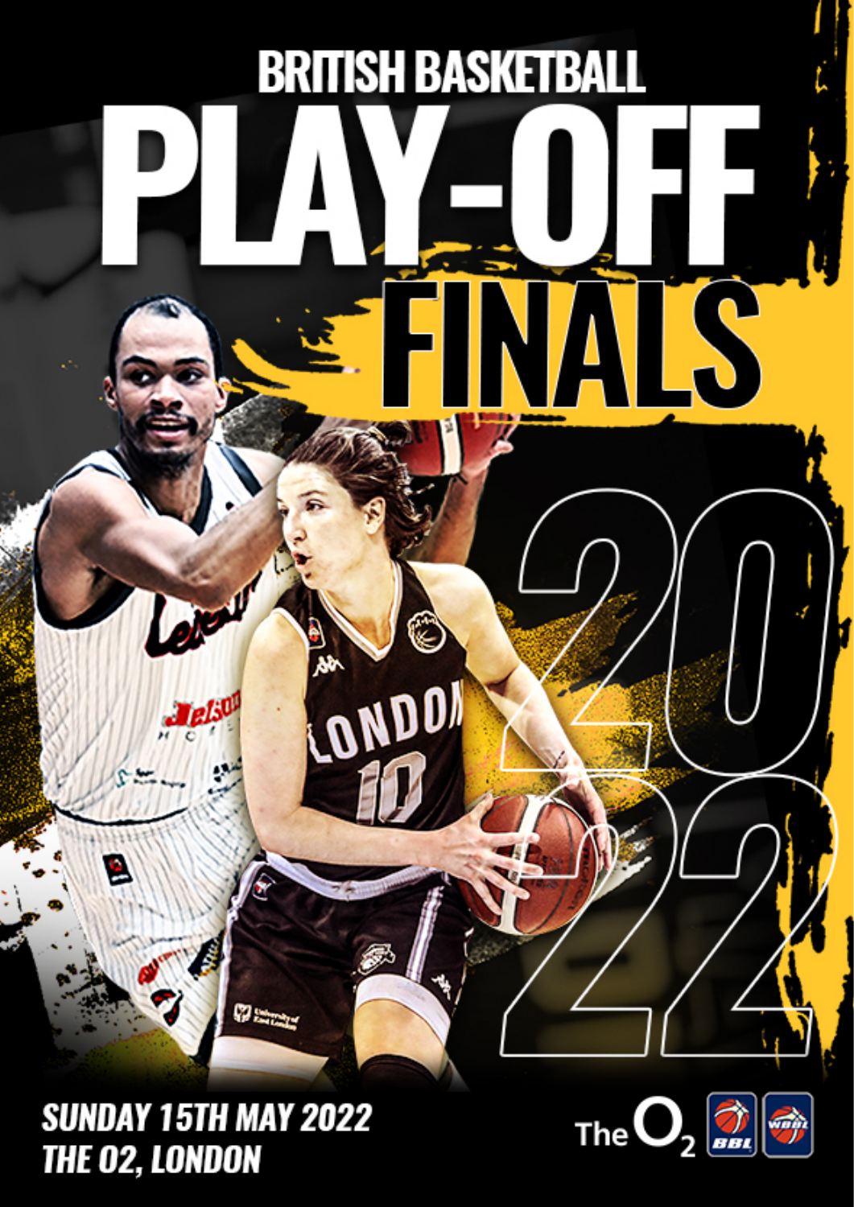# BRITISH BASKETBALL PLAY-OFF FINALS

2022

SUNDAY 15TH MAY 2022
THE O2, LONDON